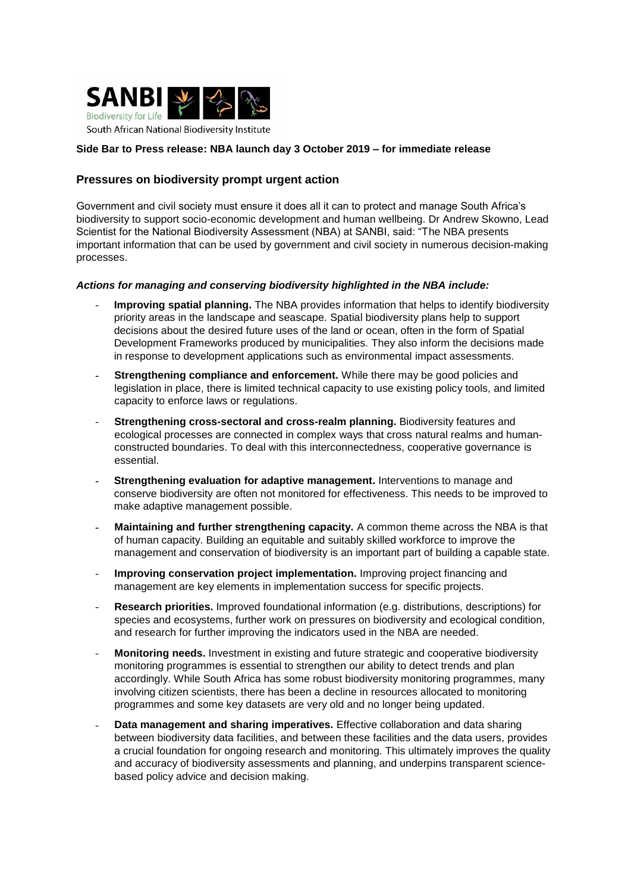SANBI Biodiversity for Life

South African National Biodiversity Institute

**Side Bar to Press release: NBA launch day 3 October 2019 – for immediate release**

## Pressures on biodiversity prompt urgent action

Government and civil society must ensure it does all it can to protect and manage South Africa's biodiversity to support socio-economic development and human wellbeing. Dr Andrew Skowno, Lead Scientist for the National Biodiversity Assessment (NBA) at SANBI, said: "The NBA presents important information that can be used by government and civil society in numerous decision-making processes.

***Actions for managing and conserving biodiversity highlighted in the NBA include:***

- **Improving spatial planning.** The NBA provides information that helps to identify biodiversity priority areas in the landscape and seascape. Spatial biodiversity plans help to support decisions about the desired future uses of the land or ocean, often in the form of Spatial Development Frameworks produced by municipalities. They also inform the decisions made in response to development applications such as environmental impact assessments.
- **Strengthening compliance and enforcement.** While there may be good policies and legislation in place, there is limited technical capacity to use existing policy tools, and limited capacity to enforce laws or regulations.
- **Strengthening cross-sectoral and cross-realm planning.** Biodiversity features and ecological processes are connected in complex ways that cross natural realms and human-constructed boundaries. To deal with this interconnectedness, cooperative governance is essential.
- **Strengthening evaluation for adaptive management.** Interventions to manage and conserve biodiversity are often not monitored for effectiveness. This needs to be improved to make adaptive management possible.
- **Maintaining and further strengthening capacity.** A common theme across the NBA is that of human capacity. Building an equitable and suitably skilled workforce to improve the management and conservation of biodiversity is an important part of building a capable state.
- **Improving conservation project implementation.** Improving project financing and management are key elements in implementation success for specific projects.
- **Research priorities.** Improved foundational information (e.g. distributions, descriptions) for species and ecosystems, further work on pressures on biodiversity and ecological condition, and research for further improving the indicators used in the NBA are needed.
- **Monitoring needs.** Investment in existing and future strategic and cooperative biodiversity monitoring programmes is essential to strengthen our ability to detect trends and plan accordingly. While South Africa has some robust biodiversity monitoring programmes, many involving citizen scientists, there has been a decline in resources allocated to monitoring programmes and some key datasets are very old and no longer being updated.
- **Data management and sharing imperatives.** Effective collaboration and data sharing between biodiversity data facilities, and between these facilities and the data users, provides a crucial foundation for ongoing research and monitoring. This ultimately improves the quality and accuracy of biodiversity assessments and planning, and underpins transparent science-based policy advice and decision making.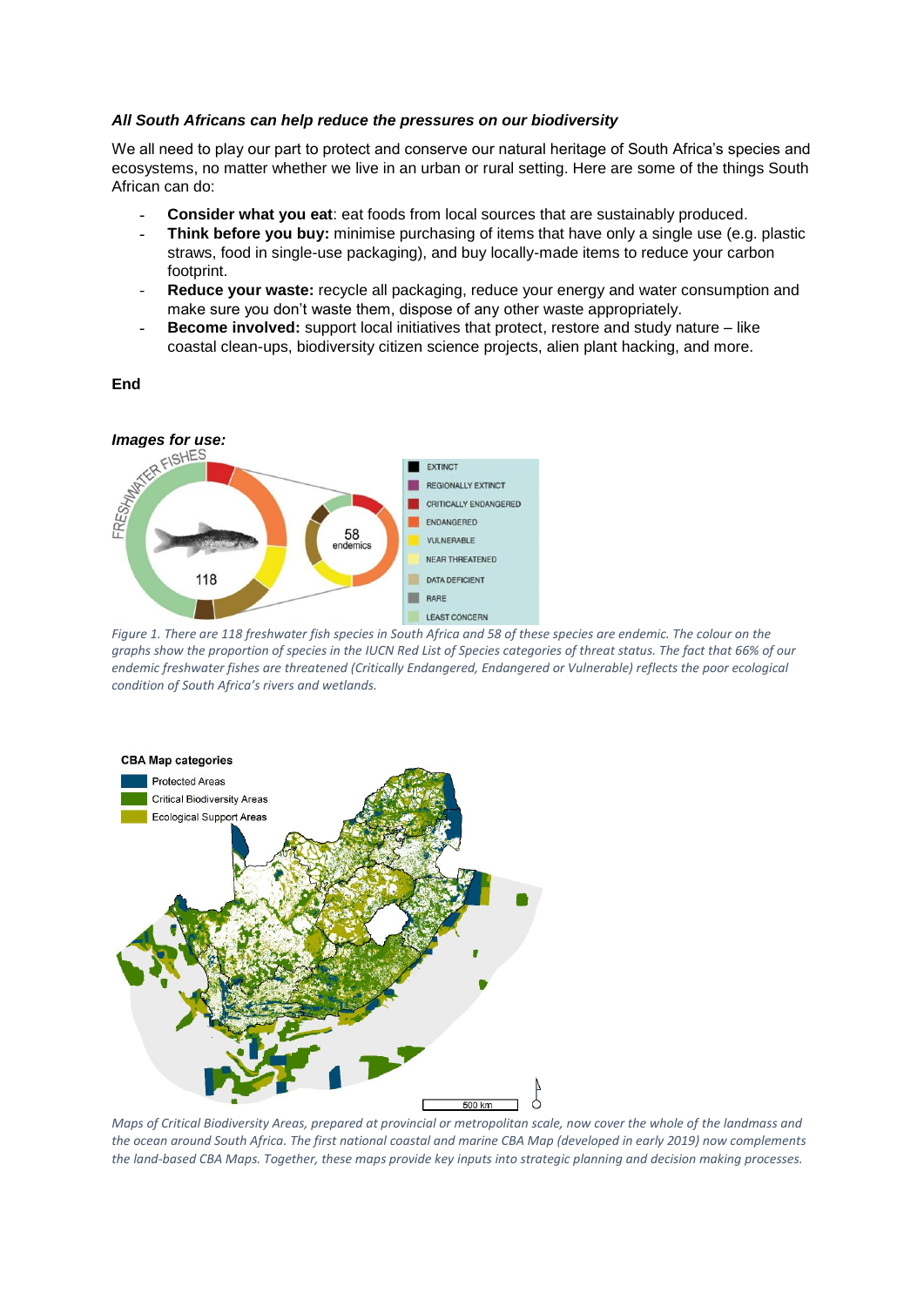***All South Africans can help reduce the pressures on our biodiversity***

We all need to play our part to protect and conserve our natural heritage of South Africa's species and ecosystems, no matter whether we live in an urban or rural setting. Here are some of the things South African can do:

- **Consider what you eat**: eat foods from local sources that are sustainably produced.
- **Think before you buy:** minimise purchasing of items that have only a single use (e.g. plastic straws, food in single-use packaging), and buy locally-made items to reduce your carbon footprint.
- **Reduce your waste:** recycle all packaging, reduce your energy and water consumption and make sure you don't waste them, dispose of any other waste appropriately.
- **Become involved:** support local initiatives that protect, restore and study nature – like coastal clean-ups, biodiversity citizen science projects, alien plant hacking, and more.

**End**

***Images for use:***

FRESHWATER FISHES

118

58
endemics

EXTINCT
REGIONALLY EXTINCT
CRITICALLY ENDANGERED
ENDANGERED
VULNERABLE
NEAR THREATENED
DATA DEFICIENT
RARE
LEAST CONCERN

*Figure 1. There are 118 freshwater fish species in South Africa and 58 of these species are endemic. The colour on the graphs show the proportion of species in the IUCN Red List of Species categories of threat status. The fact that 66% of our endemic freshwater fishes are threatened (Critically Endangered, Endangered or Vulnerable) reflects the poor ecological condition of South Africa's rivers and wetlands.*

**CBA Map categories**

Protected Areas
Critical Biodiversity Areas
Ecological Support Areas

500 km

*Maps of Critical Biodiversity Areas, prepared at provincial or metropolitan scale, now cover the whole of the landmass and the ocean around South Africa. The first national coastal and marine CBA Map (developed in early 2019) now complements the land-based CBA Maps. Together, these maps provide key inputs into strategic planning and decision making processes.*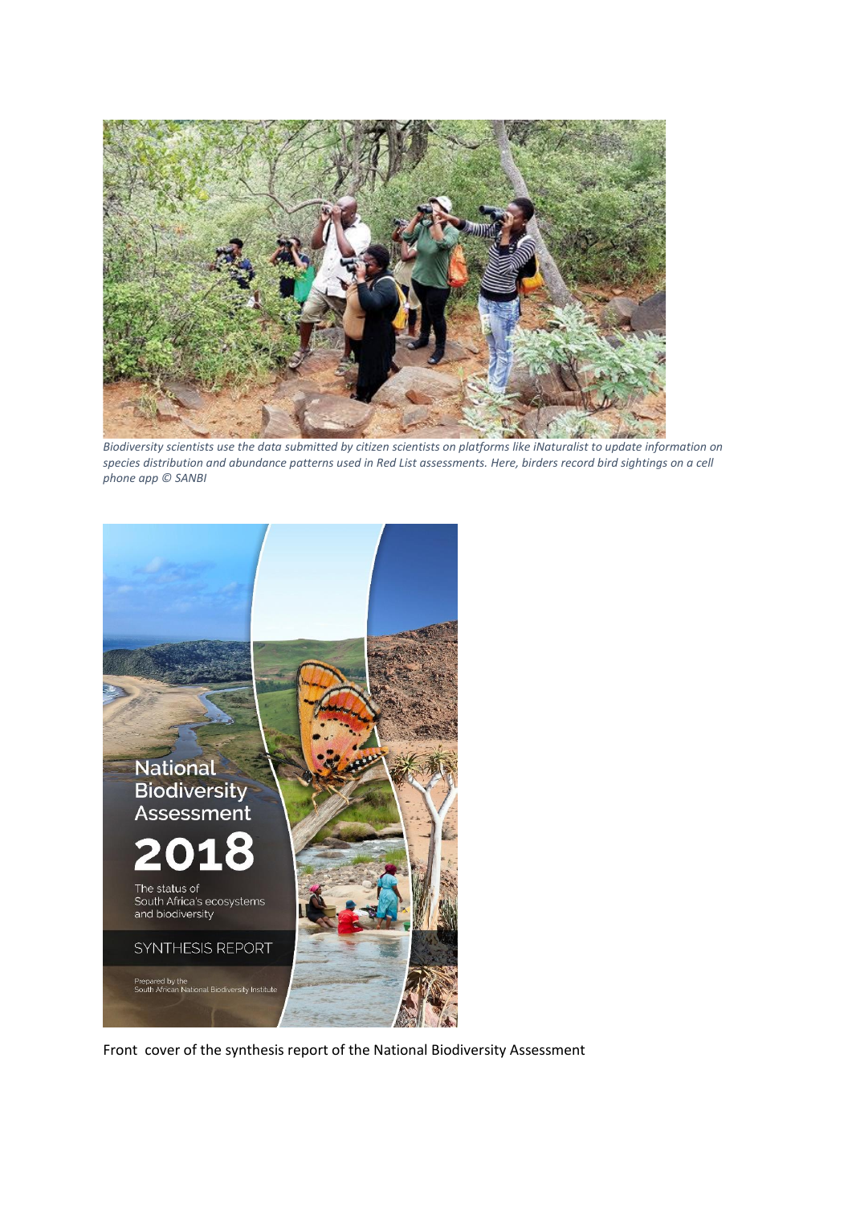*Biodiversity scientists use the data submitted by citizen scientists on platforms like iNaturalist to update information on species distribution and abundance patterns used in Red List assessments. Here, birders record bird sightings on a cell phone app © SANBI*

Front cover of the synthesis report of the National Biodiversity Assessment